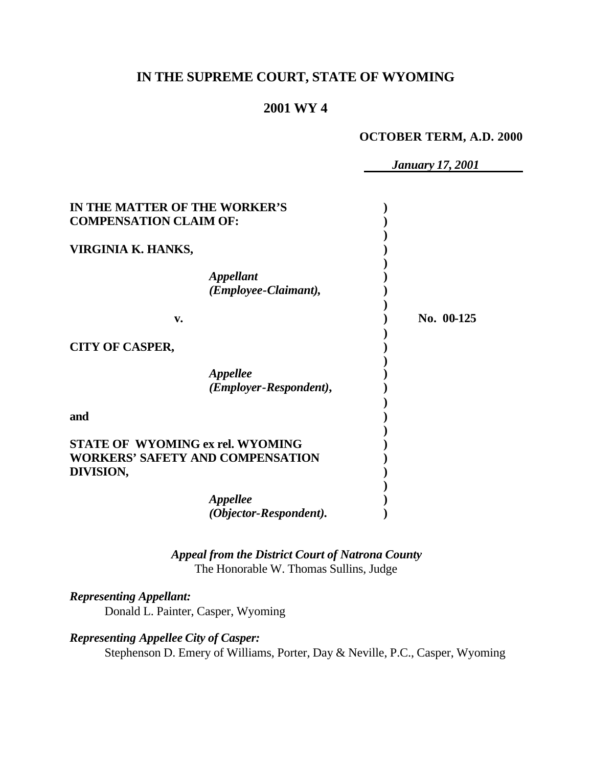# IN THE SUPREME COURT, STATE OF WYOMING

## 2001 WY 4

**OCTOBER TERM, A.D. 2000**

*January 17, 2001*

| | |
|---|---|
| **IN THE MATTER OF THE WORKER'S COMPENSATION CLAIM OF:** | |
| **VIRGINIA K. HANKS,** | |
| ***Appellant (Employee-Claimant),*** | |
| **v.** | **No. 00-125** |
| **CITY OF CASPER,** | |
| ***Appellee (Employer-Respondent),*** | |
| **and** | |
| **STATE OF WYOMING ex rel. WYOMING WORKERS' SAFETY AND COMPENSATION DIVISION,** | |
| ***Appellee (Objector-Respondent).*** | |

***Appeal from the District Court of Natrona County***
The Honorable W. Thomas Sullins, Judge

***Representing Appellant:***
Donald L. Painter, Casper, Wyoming

***Representing Appellee City of Casper:***
Stephenson D. Emery of Williams, Porter, Day & Neville, P.C., Casper, Wyoming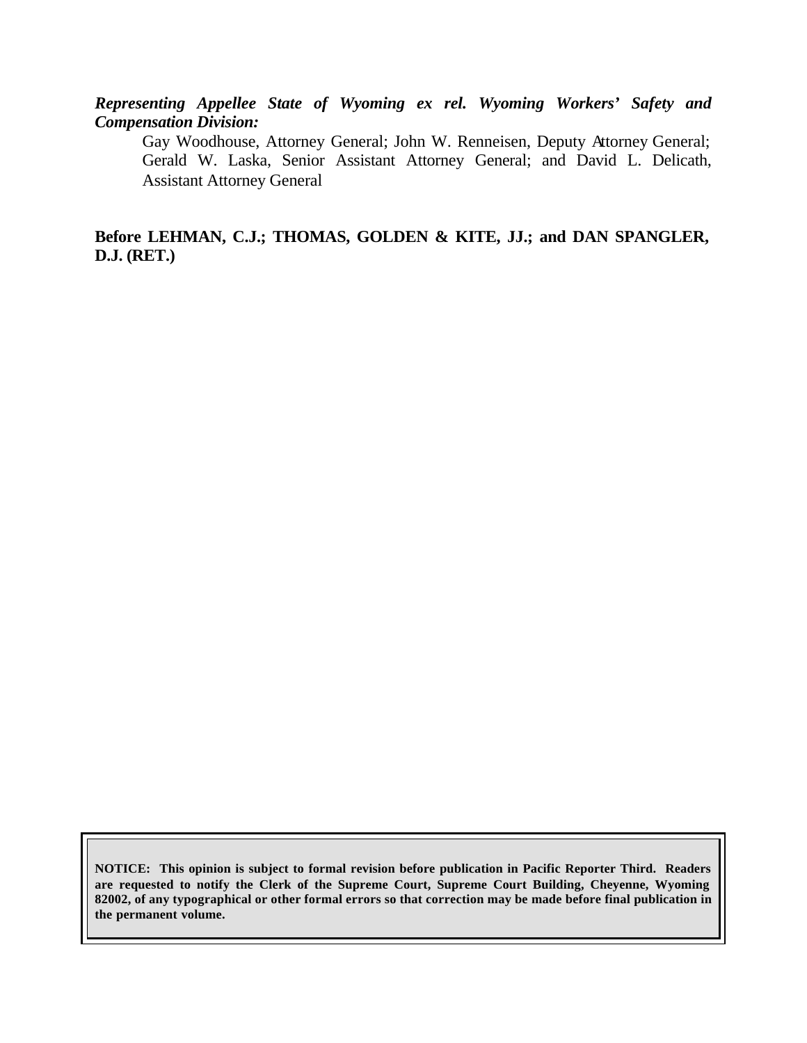***Representing Appellee State of Wyoming ex rel. Wyoming Workers' Safety and Compensation Division:***

Gay Woodhouse, Attorney General; John W. Renneisen, Deputy Attorney General; Gerald W. Laska, Senior Assistant Attorney General; and David L. Delicath, Assistant Attorney General

**Before LEHMAN, C.J.; THOMAS, GOLDEN & KITE, JJ.; and DAN SPANGLER, D.J. (RET.)**

**NOTICE: This opinion is subject to formal revision before publication in Pacific Reporter Third. Readers are requested to notify the Clerk of the Supreme Court, Supreme Court Building, Cheyenne, Wyoming 82002, of any typographical or other formal errors so that correction may be made before final publication in the permanent volume.**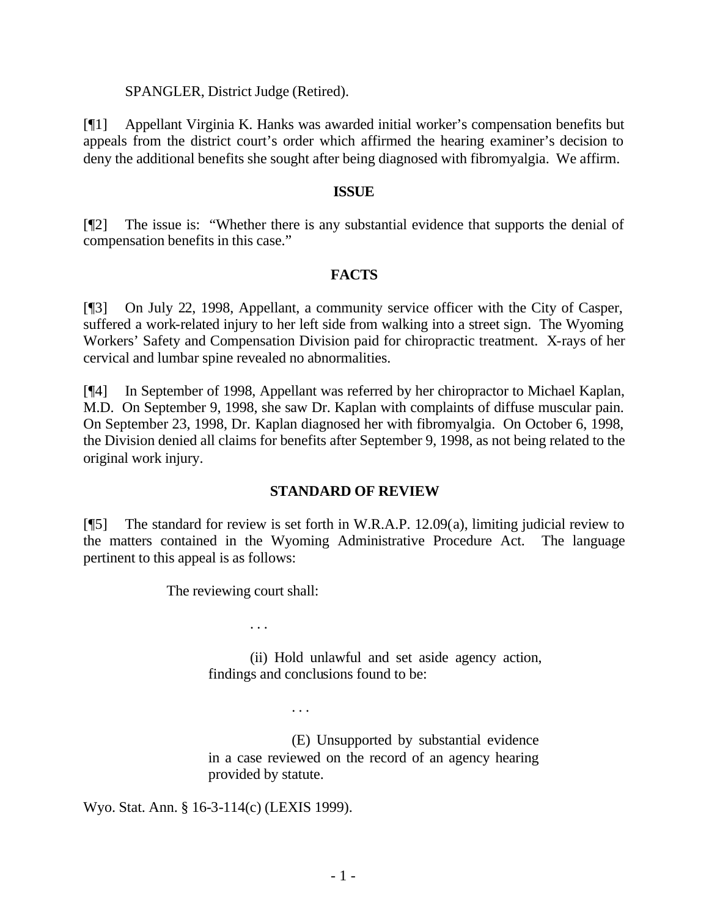SPANGLER, District Judge (Retired).

[¶1] Appellant Virginia K. Hanks was awarded initial worker's compensation benefits but appeals from the district court's order which affirmed the hearing examiner's decision to deny the additional benefits she sought after being diagnosed with fibromyalgia. We affirm.

## ISSUE

[¶2] The issue is: "Whether there is any substantial evidence that supports the denial of compensation benefits in this case."

## FACTS

[¶3] On July 22, 1998, Appellant, a community service officer with the City of Casper, suffered a work-related injury to her left side from walking into a street sign. The Wyoming Workers' Safety and Compensation Division paid for chiropractic treatment. X-rays of her cervical and lumbar spine revealed no abnormalities.

[¶4] In September of 1998, Appellant was referred by her chiropractor to Michael Kaplan, M.D. On September 9, 1998, she saw Dr. Kaplan with complaints of diffuse muscular pain. On September 23, 1998, Dr. Kaplan diagnosed her with fibromyalgia. On October 6, 1998, the Division denied all claims for benefits after September 9, 1998, as not being related to the original work injury.

## STANDARD OF REVIEW

[¶5] The standard for review is set forth in W.R.A.P. 12.09(a), limiting judicial review to the matters contained in the Wyoming Administrative Procedure Act. The language pertinent to this appeal is as follows:

> The reviewing court shall:
>
> . . .
>
> (ii) Hold unlawful and set aside agency action, findings and conclusions found to be:
>
> . . .
>
> (E) Unsupported by substantial evidence in a case reviewed on the record of an agency hearing provided by statute.

Wyo. Stat. Ann. § 16-3-114(c) (LEXIS 1999).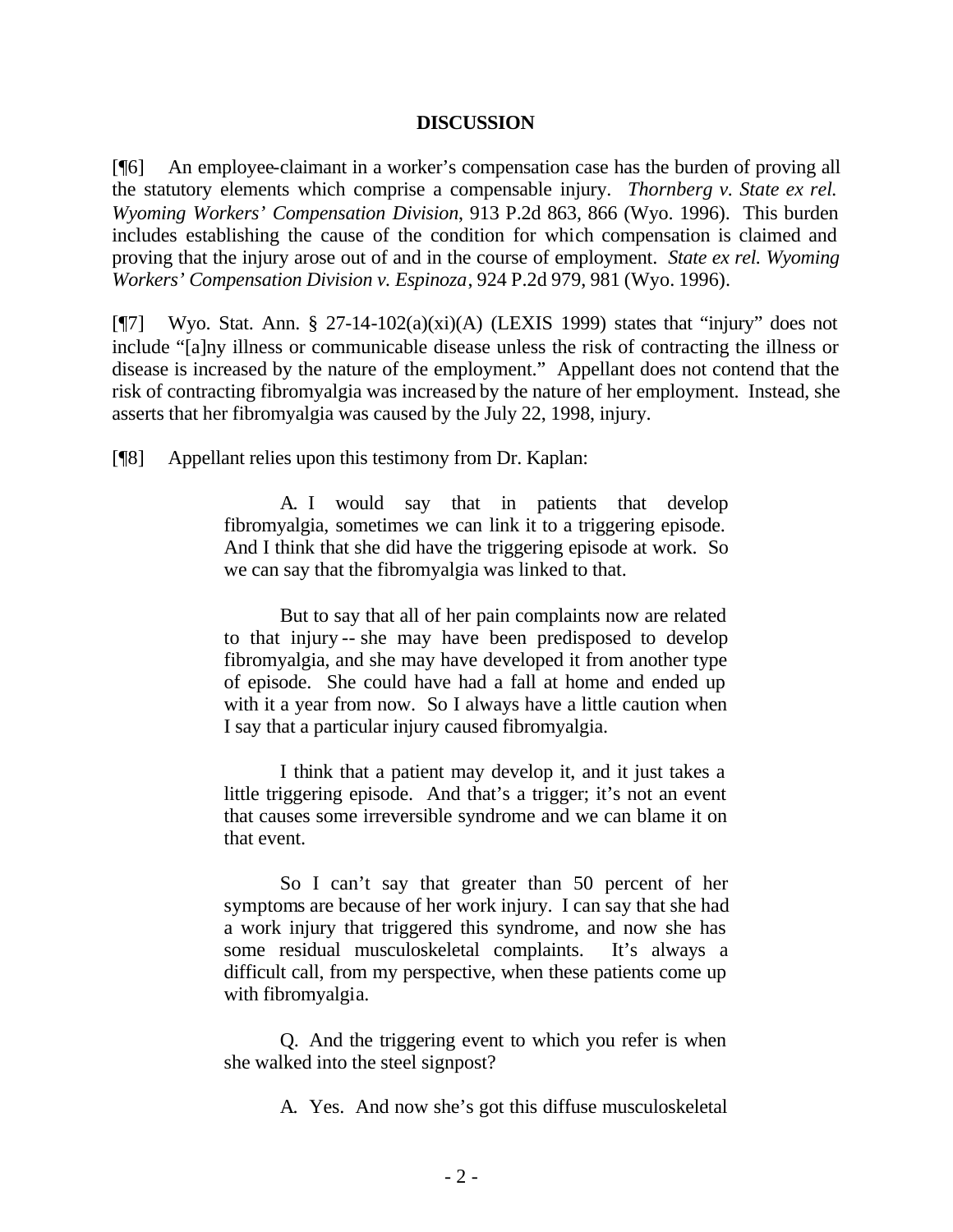**DISCUSSION**

[¶6] An employee-claimant in a worker's compensation case has the burden of proving all the statutory elements which comprise a compensable injury. *Thornberg v. State ex rel. Wyoming Workers' Compensation Division*, 913 P.2d 863, 866 (Wyo. 1996). This burden includes establishing the cause of the condition for which compensation is claimed and proving that the injury arose out of and in the course of employment. *State ex rel. Wyoming Workers' Compensation Division v. Espinoza*, 924 P.2d 979, 981 (Wyo. 1996).

[¶7] Wyo. Stat. Ann. § 27-14-102(a)(xi)(A) (LEXIS 1999) states that "injury" does not include "[a]ny illness or communicable disease unless the risk of contracting the illness or disease is increased by the nature of the employment." Appellant does not contend that the risk of contracting fibromyalgia was increased by the nature of her employment. Instead, she asserts that her fibromyalgia was caused by the July 22, 1998, injury.

[¶8] Appellant relies upon this testimony from Dr. Kaplan:

> A. I would say that in patients that develop fibromyalgia, sometimes we can link it to a triggering episode. And I think that she did have the triggering episode at work. So we can say that the fibromyalgia was linked to that.
>
> But to say that all of her pain complaints now are related to that injury -- she may have been predisposed to develop fibromyalgia, and she may have developed it from another type of episode. She could have had a fall at home and ended up with it a year from now. So I always have a little caution when I say that a particular injury caused fibromyalgia.
>
> I think that a patient may develop it, and it just takes a little triggering episode. And that's a trigger; it's not an event that causes some irreversible syndrome and we can blame it on that event.
>
> So I can't say that greater than 50 percent of her symptoms are because of her work injury. I can say that she had a work injury that triggered this syndrome, and now she has some residual musculoskeletal complaints. It's always a difficult call, from my perspective, when these patients come up with fibromyalgia.
>
> Q. And the triggering event to which you refer is when she walked into the steel signpost?
>
> A. Yes. And now she's got this diffuse musculoskeletal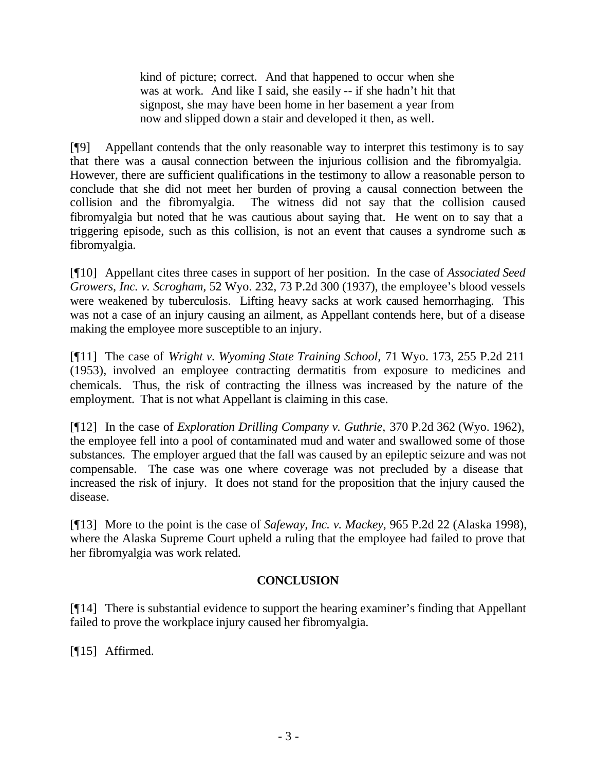> kind of picture; correct. And that happened to occur when she was at work. And like I said, she easily -- if she hadn't hit that signpost, she may have been home in her basement a year from now and slipped down a stair and developed it then, as well.

[¶9] Appellant contends that the only reasonable way to interpret this testimony is to say that there was a causal connection between the injurious collision and the fibromyalgia. However, there are sufficient qualifications in the testimony to allow a reasonable person to conclude that she did not meet her burden of proving a causal connection between the collision and the fibromyalgia. The witness did not say that the collision caused fibromyalgia but noted that he was cautious about saying that. He went on to say that a triggering episode, such as this collision, is not an event that causes a syndrome such as fibromyalgia.

[¶10] Appellant cites three cases in support of her position. In the case of *Associated Seed Growers, Inc. v. Scrogham*, 52 Wyo. 232, 73 P.2d 300 (1937), the employee's blood vessels were weakened by tuberculosis. Lifting heavy sacks at work caused hemorrhaging. This was not a case of an injury causing an ailment, as Appellant contends here, but of a disease making the employee more susceptible to an injury.

[¶11] The case of *Wright v. Wyoming State Training School*, 71 Wyo. 173, 255 P.2d 211 (1953), involved an employee contracting dermatitis from exposure to medicines and chemicals. Thus, the risk of contracting the illness was increased by the nature of the employment. That is not what Appellant is claiming in this case.

[¶12] In the case of *Exploration Drilling Company v. Guthrie*, 370 P.2d 362 (Wyo. 1962), the employee fell into a pool of contaminated mud and water and swallowed some of those substances. The employer argued that the fall was caused by an epileptic seizure and was not compensable. The case was one where coverage was not precluded by a disease that increased the risk of injury. It does not stand for the proposition that the injury caused the disease.

[¶13] More to the point is the case of *Safeway, Inc. v. Mackey*, 965 P.2d 22 (Alaska 1998), where the Alaska Supreme Court upheld a ruling that the employee had failed to prove that her fibromyalgia was work related.

## CONCLUSION

[¶14] There is substantial evidence to support the hearing examiner's finding that Appellant failed to prove the workplace injury caused her fibromyalgia.

[¶15] Affirmed.